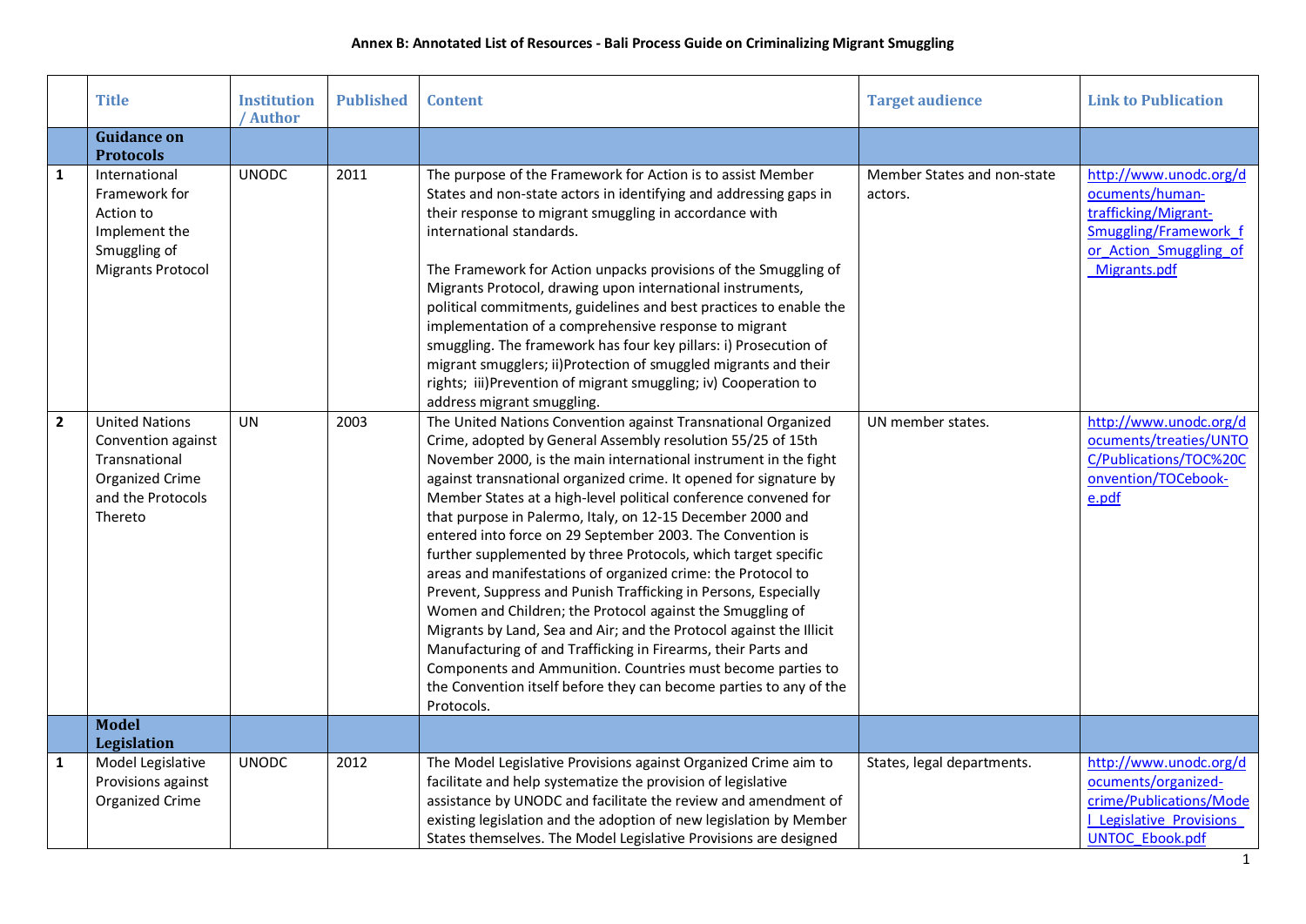**Annex B: Annotated List of Resources - Bali Process Guide on Criminalizing Migrant Smuggling**

| | Title | Institution / Author | Published | Content | Target audience | Link to Publication |
|---|---|---|---|---|---|---|
| | **Guidance on Protocols** | | | | | |
| **1** | International Framework for Action to Implement the Smuggling of Migrants Protocol | UNODC | 2011 | The purpose of the Framework for Action is to assist Member States and non-state actors in identifying and addressing gaps in their response to migrant smuggling in accordance with international standards.<br><br>The Framework for Action unpacks provisions of the Smuggling of Migrants Protocol, drawing upon international instruments, political commitments, guidelines and best practices to enable the implementation of a comprehensive response to migrant smuggling. The framework has four key pillars: i) Prosecution of migrant smugglers; ii)Protection of smuggled migrants and their rights; iii)Prevention of migrant smuggling; iv) Cooperation to address migrant smuggling. | Member States and non-state actors. | http://www.unodc.org/documents/human-trafficking/Migrant-Smuggling/Framework_for_Action_Smuggling_of_Migrants.pdf |
| **2** | United Nations Convention against Transnational Organized Crime and the Protocols Thereto | UN | 2003 | The United Nations Convention against Transnational Organized Crime, adopted by General Assembly resolution 55/25 of 15th November 2000, is the main international instrument in the fight against transnational organized crime. It opened for signature by Member States at a high-level political conference convened for that purpose in Palermo, Italy, on 12-15 December 2000 and entered into force on 29 September 2003. The Convention is further supplemented by three Protocols, which target specific areas and manifestations of organized crime: the Protocol to Prevent, Suppress and Punish Trafficking in Persons, Especially Women and Children; the Protocol against the Smuggling of Migrants by Land, Sea and Air; and the Protocol against the Illicit Manufacturing of and Trafficking in Firearms, their Parts and Components and Ammunition. Countries must become parties to the Convention itself before they can become parties to any of the Protocols. | UN member states. | http://www.unodc.org/documents/treaties/UNTOC/Publications/TOC%20Convention/TOCebook-e.pdf |
| | **Model Legislation** | | | | | |
| **1** | Model Legislative Provisions against Organized Crime | UNODC | 2012 | The Model Legislative Provisions against Organized Crime aim to facilitate and help systematize the provision of legislative assistance by UNODC and facilitate the review and amendment of existing legislation and the adoption of new legislation by Member States themselves. The Model Legislative Provisions are designed | States, legal departments. | http://www.unodc.org/documents/organized-crime/Publications/Model_Legislative_Provisions_UNTOC_Ebook.pdf |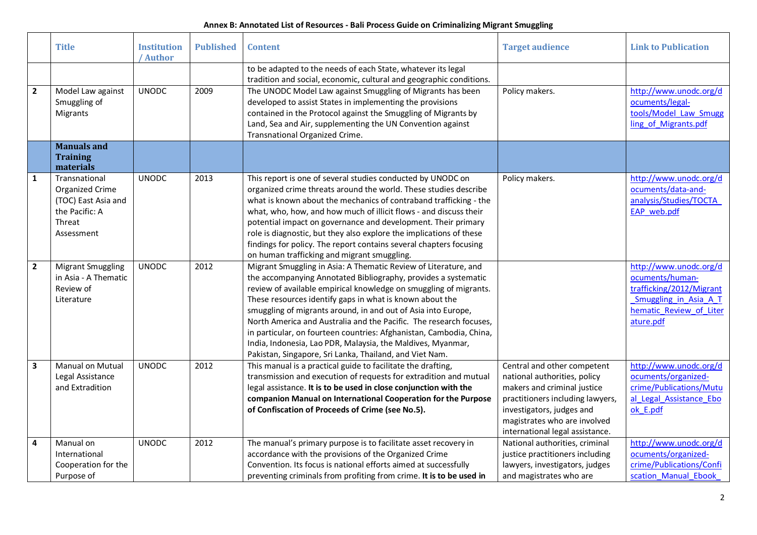**Annex B: Annotated List of Resources - Bali Process Guide on Criminalizing Migrant Smuggling**

| | Title | Institution / Author | Published | Content | Target audience | Link to Publication |
|---|---|---|---|---|---|---|
| | | | | to be adapted to the needs of each State, whatever its legal tradition and social, economic, cultural and geographic conditions. | | |
| 2 | Model Law against Smuggling of Migrants | UNODC | 2009 | The UNODC Model Law against Smuggling of Migrants has been developed to assist States in implementing the provisions contained in the Protocol against the Smuggling of Migrants by Land, Sea and Air, supplementing the UN Convention against Transnational Organized Crime. | Policy makers. | http://www.unodc.org/documents/legal-tools/Model_Law_Smuggling_of_Migrants.pdf |
| | **Manuals and Training materials** | | | | | |
| 1 | Transnational Organized Crime (TOC) East Asia and the Pacific: A Threat Assessment | UNODC | 2013 | This report is one of several studies conducted by UNODC on organized crime threats around the world. These studies describe what is known about the mechanics of contraband trafficking - the what, who, how, and how much of illicit flows - and discuss their potential impact on governance and development. Their primary role is diagnostic, but they also explore the implications of these findings for policy. The report contains several chapters focusing on human trafficking and migrant smuggling. | Policy makers. | http://www.unodc.org/documents/data-and-analysis/Studies/TOCTA_EAP_web.pdf |
| 2 | Migrant Smuggling in Asia - A Thematic Review of Literature | UNODC | 2012 | Migrant Smuggling in Asia: A Thematic Review of Literature, and the accompanying Annotated Bibliography, provides a systematic review of available empirical knowledge on smuggling of migrants. These resources identify gaps in what is known about the smuggling of migrants around, in and out of Asia into Europe, North America and Australia and the Pacific. The research focuses, in particular, on fourteen countries: Afghanistan, Cambodia, China, India, Indonesia, Lao PDR, Malaysia, the Maldives, Myanmar, Pakistan, Singapore, Sri Lanka, Thailand, and Viet Nam. | | http://www.unodc.org/documents/human-trafficking/2012/Migrant_Smuggling_in_Asia_A_Thematic_Review_of_Literature.pdf |
| 3 | Manual on Mutual Legal Assistance and Extradition | UNODC | 2012 | This manual is a practical guide to facilitate the drafting, transmission and execution of requests for extradition and mutual legal assistance. **It is to be used in close conjunction with the companion Manual on International Cooperation for the Purpose of Confiscation of Proceeds of Crime (see No.5).** | Central and other competent national authorities, policy makers and criminal justice practitioners including lawyers, investigators, judges and magistrates who are involved international legal assistance. | http://www.unodc.org/documents/organized-crime/Publications/Mutual_Legal_Assistance_Ebook_E.pdf |
| 4 | Manual on International Cooperation for the Purpose of | UNODC | 2012 | The manual's primary purpose is to facilitate asset recovery in accordance with the provisions of the Organized Crime Convention. Its focus is national efforts aimed at successfully preventing criminals from profiting from crime. **It is to be used in** | National authorities, criminal justice practitioners including lawyers, investigators, judges and magistrates who are | http://www.unodc.org/documents/organized-crime/Publications/Confiscation_Manual_Ebook_ |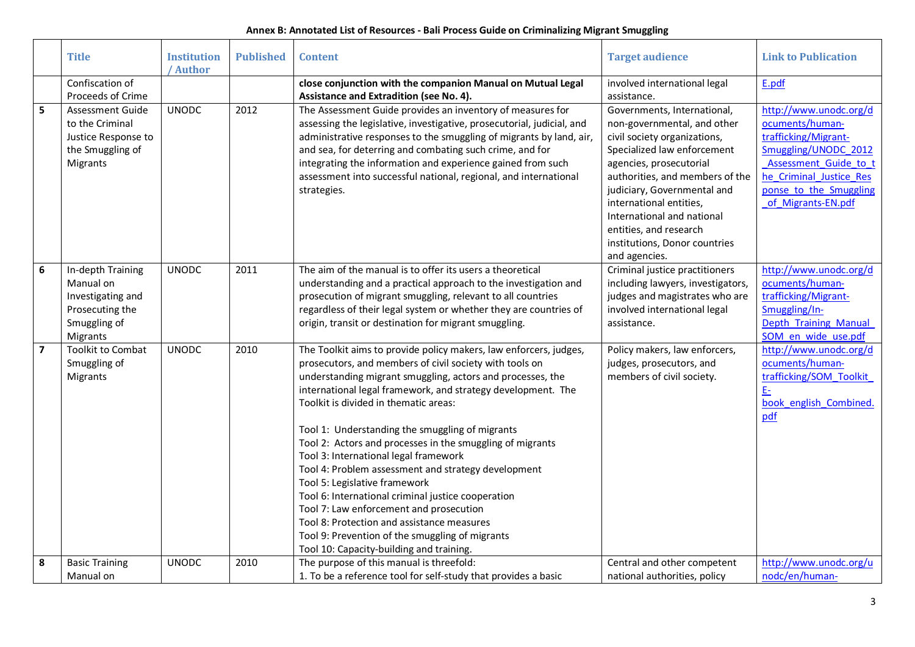**Annex B: Annotated List of Resources - Bali Process Guide on Criminalizing Migrant Smuggling**

| | Title | Institution / Author | Published | Content | Target audience | Link to Publication |
|---|---|---|---|---|---|---|
| | Confiscation of Proceeds of Crime | | | **close conjunction with the companion Manual on Mutual Legal Assistance and Extradition (see No. 4).** | involved international legal assistance. | E.pdf |
| 5 | Assessment Guide to the Criminal Justice Response to the Smuggling of Migrants | UNODC | 2012 | The Assessment Guide provides an inventory of measures for assessing the legislative, investigative, prosecutorial, judicial, and administrative responses to the smuggling of migrants by land, air, and sea, for deterring and combating such crime, and for integrating the information and experience gained from such assessment into successful national, regional, and international strategies. | Governments, International, non-governmental, and other civil society organizations, Specialized law enforcement agencies, prosecutorial authorities, and members of the judiciary, Governmental and international entities, International and national entities, and research institutions, Donor countries and agencies. | http://www.unodc.org/documents/human-trafficking/Migrant-Smuggling/UNODC_2012_Assessment_Guide_to_the_Criminal_Justice_Response_to_the_Smuggling_of_Migrants-EN.pdf |
| 6 | In-depth Training Manual on Investigating and Prosecuting the Smuggling of Migrants | UNODC | 2011 | The aim of the manual is to offer its users a theoretical understanding and a practical approach to the investigation and prosecution of migrant smuggling, relevant to all countries regardless of their legal system or whether they are countries of origin, transit or destination for migrant smuggling. | Criminal justice practitioners including lawyers, investigators, judges and magistrates who are involved international legal assistance. | http://www.unodc.org/documents/human-trafficking/Migrant-Smuggling/In-Depth_Training_Manual_SOM_en_wide_use.pdf |
| 7 | Toolkit to Combat Smuggling of Migrants | UNODC | 2010 | The Toolkit aims to provide policy makers, law enforcers, judges, prosecutors, and members of civil society with tools on understanding migrant smuggling, actors and processes, the international legal framework, and strategy development. The Toolkit is divided in thematic areas:<br><br>Tool 1: Understanding the smuggling of migrants<br>Tool 2: Actors and processes in the smuggling of migrants<br>Tool 3: International legal framework<br>Tool 4: Problem assessment and strategy development<br>Tool 5: Legislative framework<br>Tool 6: International criminal justice cooperation<br>Tool 7: Law enforcement and prosecution<br>Tool 8: Protection and assistance measures<br>Tool 9: Prevention of the smuggling of migrants<br>Tool 10: Capacity-building and training. | Policy makers, law enforcers, judges, prosecutors, and members of civil society. | http://www.unodc.org/documents/human-trafficking/SOM_Toolkit_E-book_english_Combined.pdf |
| 8 | Basic Training Manual on | UNODC | 2010 | The purpose of this manual is threefold:<br>1. To be a reference tool for self-study that provides a basic | Central and other competent national authorities, policy | http://www.unodc.org/unodc/en/human- |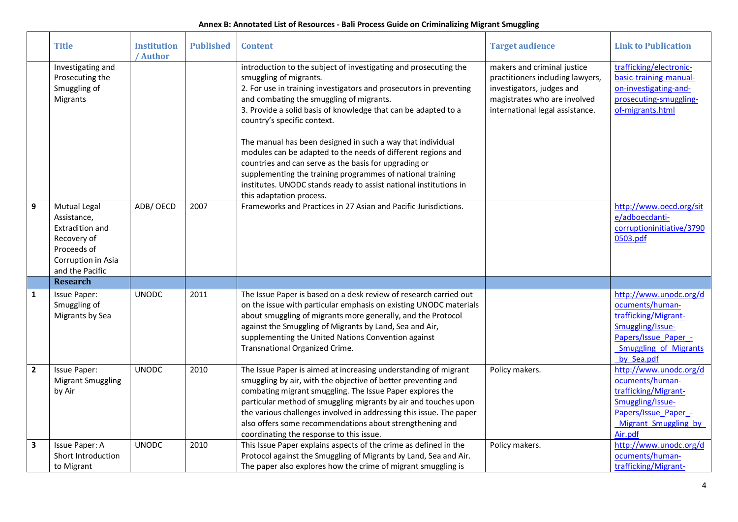**Annex B: Annotated List of Resources - Bali Process Guide on Criminalizing Migrant Smuggling**

| | Title | Institution / Author | Published | Content | Target audience | Link to Publication |
|---|---|---|---|---|---|---|
| | Investigating and Prosecuting the Smuggling of Migrants | | | introduction to the subject of investigating and prosecuting the smuggling of migrants.<br>2. For use in training investigators and prosecutors in preventing and combating the smuggling of migrants.<br>3. Provide a solid basis of knowledge that can be adapted to a country's specific context.<br><br>The manual has been designed in such a way that individual modules can be adapted to the needs of different regions and countries and can serve as the basis for upgrading or supplementing the training programmes of national training institutes. UNODC stands ready to assist national institutions in this adaptation process. | makers and criminal justice practitioners including lawyers, investigators, judges and magistrates who are involved international legal assistance. | trafficking/electronic-basic-training-manual-on-investigating-and-prosecuting-smuggling-of-migrants.html |
| 9 | Mutual Legal Assistance, Extradition and Recovery of Proceeds of Corruption in Asia and the Pacific | ADB/ OECD | 2007 | Frameworks and Practices in 27 Asian and Pacific Jurisdictions. | | http://www.oecd.org/site/adboecdanti-corruptioninitiative/37900503.pdf |
| | **Research** | | | | | |
| 1 | Issue Paper: Smuggling of Migrants by Sea | UNODC | 2011 | The Issue Paper is based on a desk review of research carried out on the issue with particular emphasis on existing UNODC materials about smuggling of migrants more generally, and the Protocol against the Smuggling of Migrants by Land, Sea and Air, supplementing the United Nations Convention against Transnational Organized Crime. | | http://www.unodc.org/documents/human-trafficking/Migrant-Smuggling/Issue-Papers/Issue_Paper_-_Smuggling_of_Migrants_by_Sea.pdf |
| 2 | Issue Paper: Migrant Smuggling by Air | UNODC | 2010 | The Issue Paper is aimed at increasing understanding of migrant smuggling by air, with the objective of better preventing and combating migrant smuggling. The Issue Paper explores the particular method of smuggling migrants by air and touches upon the various challenges involved in addressing this issue. The paper also offers some recommendations about strengthening and coordinating the response to this issue. | Policy makers. | http://www.unodc.org/documents/human-trafficking/Migrant-Smuggling/Issue-Papers/Issue_Paper_-_Migrant_Smuggling_by_Air.pdf |
| 3 | Issue Paper: A Short Introduction to Migrant | UNODC | 2010 | This Issue Paper explains aspects of the crime as defined in the Protocol against the Smuggling of Migrants by Land, Sea and Air. The paper also explores how the crime of migrant smuggling is | Policy makers. | http://www.unodc.org/documents/human-trafficking/Migrant- |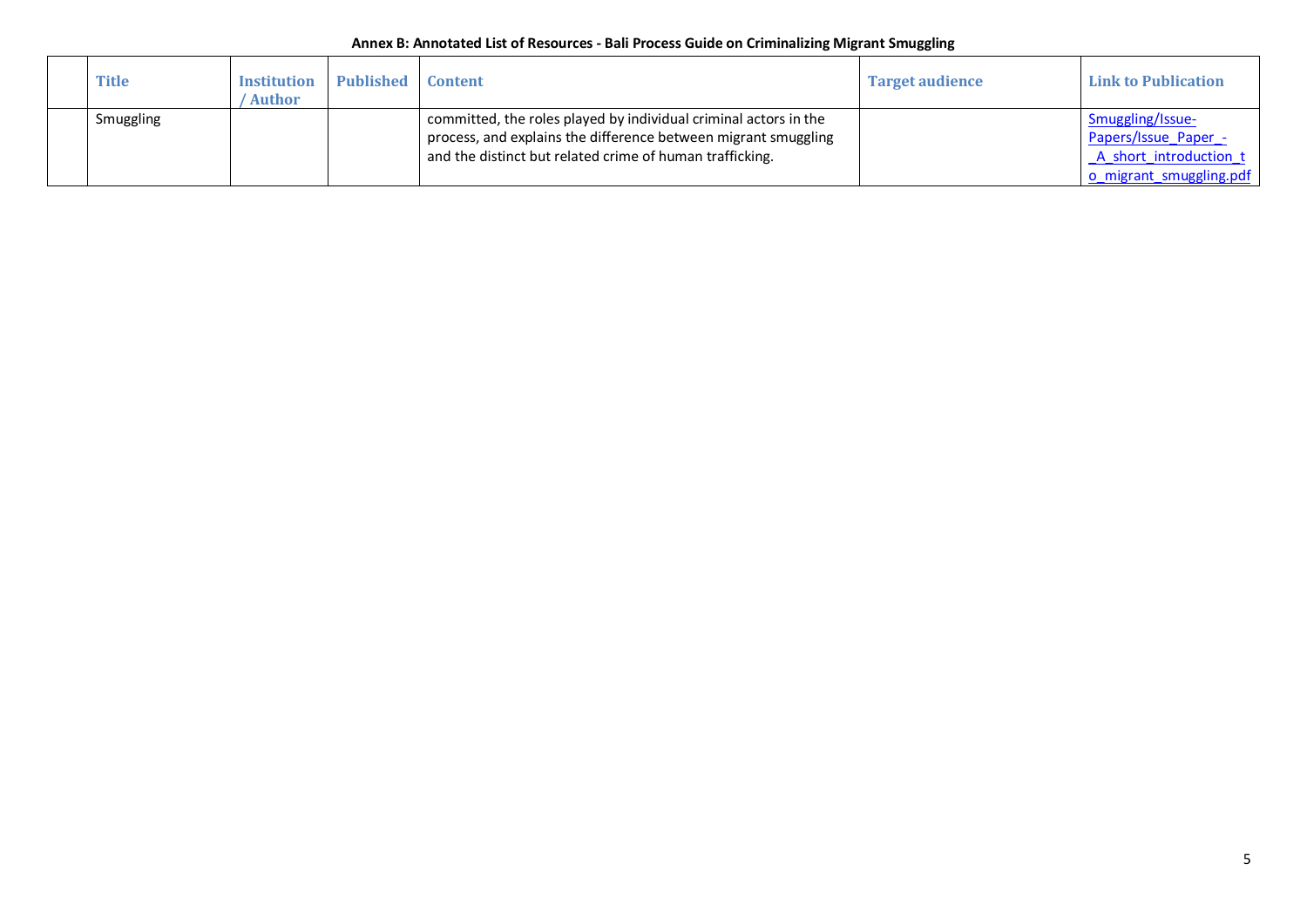**Annex B: Annotated List of Resources - Bali Process Guide on Criminalizing Migrant Smuggling**

| | Title | Institution / Author | Published | Content | Target audience | Link to Publication |
|---|---|---|---|---|---|---|
| | Smuggling | | | committed, the roles played by individual criminal actors in the process, and explains the difference between migrant smuggling and the distinct but related crime of human trafficking. | | Smuggling/Issue-Papers/Issue_Paper_-_A_short_introduction_to_migrant_smuggling.pdf |